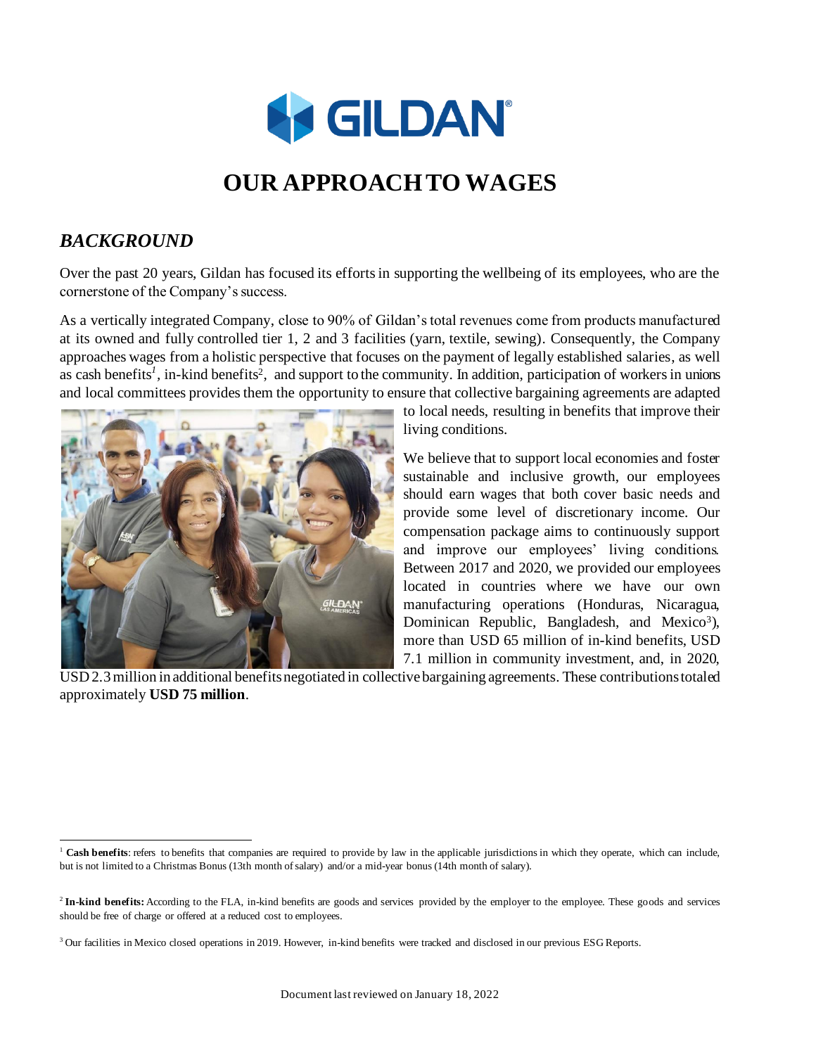# OUR APPROACH TO WAGES

## *BACKGROUND*

Over the past 20 years, Gildan has focused its efforts in supporting the wellbeing of its employees, who are the cornerstone of the Company's success.

As a vertically integrated Company, close to 90% of Gildan's total revenues come from products manufactured at its owned and fully controlled tier 1, 2 and 3 facilities (yarn, textile, sewing). Consequently, the Company approaches wages from a holistic perspective that focuses on the payment of legally established salaries, as well as cash benefits[1], in-kind benefits[2], and support to the community. In addition, participation of workers in unions and local committees provides them the opportunity to ensure that collective bargaining agreements are adapted to local needs, resulting in benefits that improve their living conditions.

We believe that to support local economies and foster sustainable and inclusive growth, our employees should earn wages that both cover basic needs and provide some level of discretionary income. Our compensation package aims to continuously support and improve our employees' living conditions. Between 2017 and 2020, we provided our employees located in countries where we have our own manufacturing operations (Honduras, Nicaragua, Dominican Republic, Bangladesh, and Mexico[3]), more than USD 65 million of in-kind benefits, USD 7.1 million in community investment, and, in 2020, USD 2.3 million in additional benefits negotiated in collective bargaining agreements. These contributions totaled approximately **USD 75 million**.

---

[1] **Cash benefits**: refers to benefits that companies are required to provide by law in the applicable jurisdictions in which they operate, which can include, but is not limited to a Christmas Bonus (13th month of salary) and/or a mid-year bonus (14th month of salary).

[2] **In-kind benefits:** According to the FLA, in-kind benefits are goods and services provided by the employer to the employee. These goods and services should be free of charge or offered at a reduced cost to employees.

[3] Our facilities in Mexico closed operations in 2019. However, in-kind benefits were tracked and disclosed in our previous ESG Reports.

Document last reviewed on January 18, 2022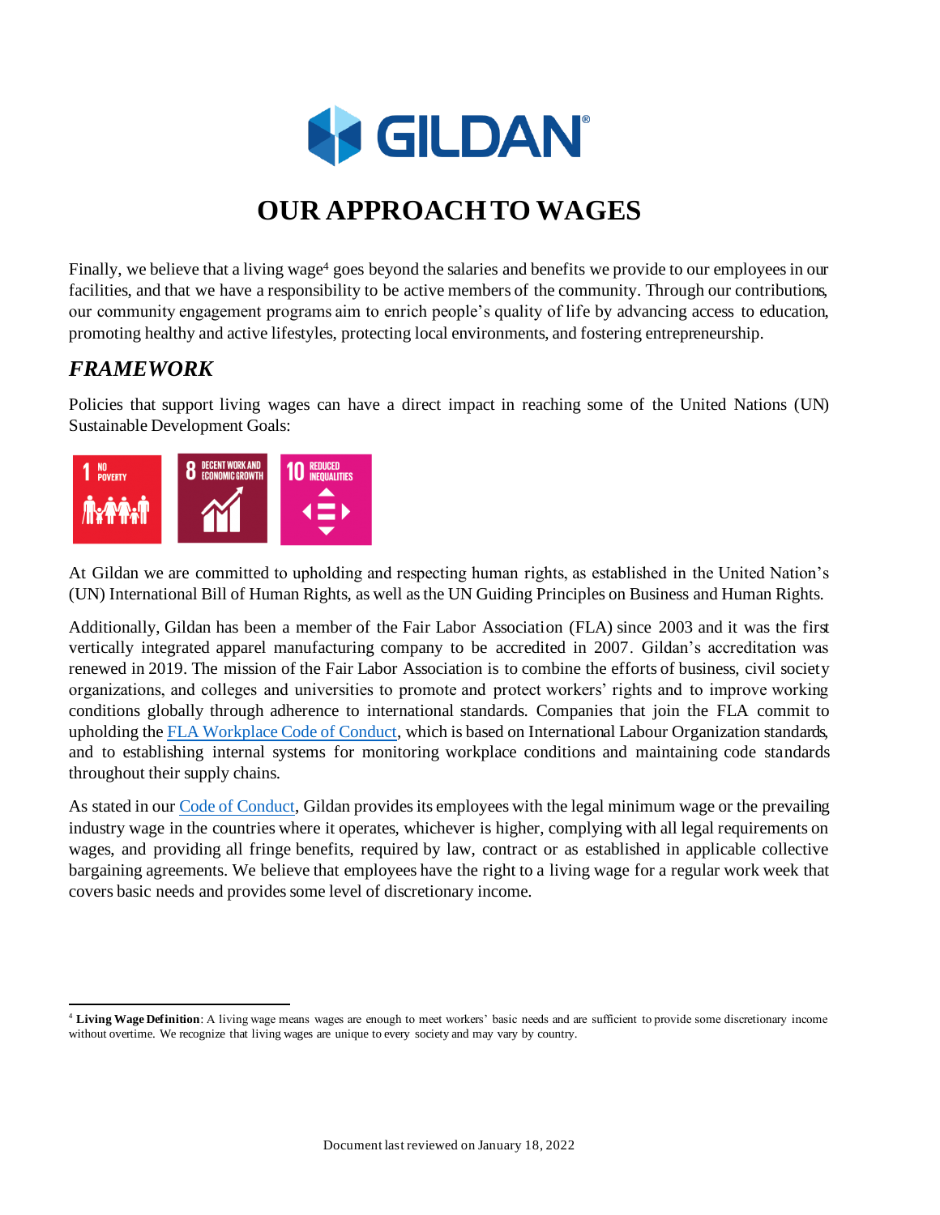# OUR APPROACH TO WAGES

Finally, we believe that a living wage[4] goes beyond the salaries and benefits we provide to our employees in our facilities, and that we have a responsibility to be active members of the community. Through our contributions, our community engagement programs aim to enrich people's quality of life by advancing access to education, promoting healthy and active lifestyles, protecting local environments, and fostering entrepreneurship.

## *FRAMEWORK*

Policies that support living wages can have a direct impact in reaching some of the United Nations (UN) Sustainable Development Goals:

1 NO POVERTY

8 DECENT WORK AND ECONOMIC GROWTH

10 REDUCED INEQUALITIES

At Gildan we are committed to upholding and respecting human rights, as established in the United Nation's (UN) International Bill of Human Rights, as well as the UN Guiding Principles on Business and Human Rights.

Additionally, Gildan has been a member of the Fair Labor Association (FLA) since 2003 and it was the first vertically integrated apparel manufacturing company to be accredited in 2007. Gildan's accreditation was renewed in 2019. The mission of the Fair Labor Association is to combine the efforts of business, civil society organizations, and colleges and universities to promote and protect workers' rights and to improve working conditions globally through adherence to international standards. Companies that join the FLA commit to upholding the FLA Workplace Code of Conduct, which is based on International Labour Organization standards, and to establishing internal systems for monitoring workplace conditions and maintaining code standards throughout their supply chains.

As stated in our Code of Conduct, Gildan provides its employees with the legal minimum wage or the prevailing industry wage in the countries where it operates, whichever is higher, complying with all legal requirements on wages, and providing all fringe benefits, required by law, contract or as established in applicable collective bargaining agreements. We believe that employees have the right to a living wage for a regular work week that covers basic needs and provides some level of discretionary income.

---

[4] **Living Wage Definition**: A living wage means wages are enough to meet workers' basic needs and are sufficient to provide some discretionary income without overtime. We recognize that living wages are unique to every society and may vary by country.

Document last reviewed on January 18, 2022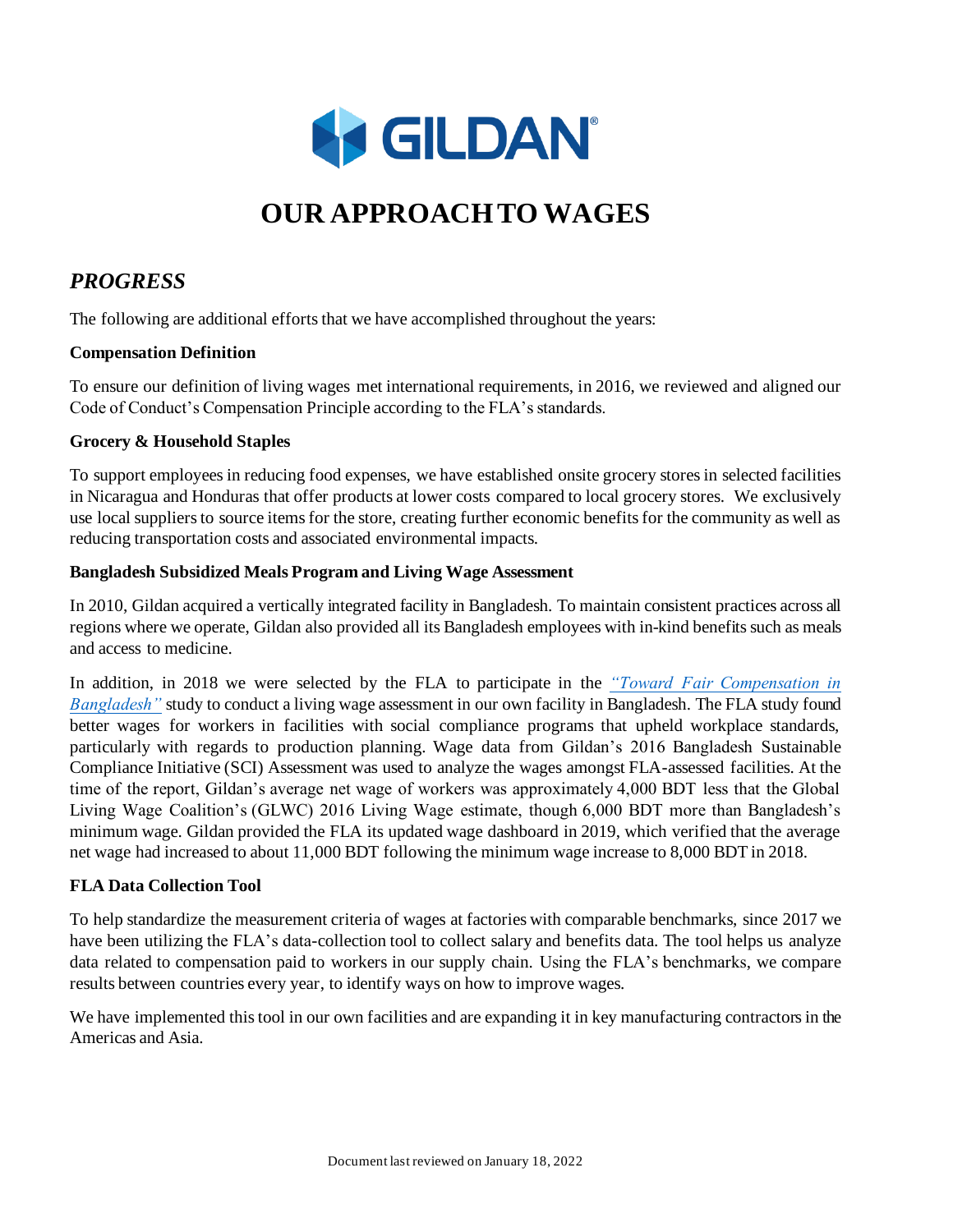# OUR APPROACH TO WAGES

## *PROGRESS*

The following are additional efforts that we have accomplished throughout the years:

**Compensation Definition**

To ensure our definition of living wages met international requirements, in 2016, we reviewed and aligned our Code of Conduct's Compensation Principle according to the FLA's standards.

**Grocery & Household Staples**

To support employees in reducing food expenses, we have established onsite grocery stores in selected facilities in Nicaragua and Honduras that offer products at lower costs compared to local grocery stores. We exclusively use local suppliers to source items for the store, creating further economic benefits for the community as well as reducing transportation costs and associated environmental impacts.

**Bangladesh Subsidized Meals Program and Living Wage Assessment**

In 2010, Gildan acquired a vertically integrated facility in Bangladesh. To maintain consistent practices across all regions where we operate, Gildan also provided all its Bangladesh employees with in-kind benefits such as meals and access to medicine.

In addition, in 2018 we were selected by the FLA to participate in the *"Toward Fair Compensation in Bangladesh"* study to conduct a living wage assessment in our own facility in Bangladesh. The FLA study found better wages for workers in facilities with social compliance programs that upheld workplace standards, particularly with regards to production planning. Wage data from Gildan's 2016 Bangladesh Sustainable Compliance Initiative (SCI) Assessment was used to analyze the wages amongst FLA-assessed facilities. At the time of the report, Gildan's average net wage of workers was approximately 4,000 BDT less that the Global Living Wage Coalition's (GLWC) 2016 Living Wage estimate, though 6,000 BDT more than Bangladesh's minimum wage. Gildan provided the FLA its updated wage dashboard in 2019, which verified that the average net wage had increased to about 11,000 BDT following the minimum wage increase to 8,000 BDT in 2018.

**FLA Data Collection Tool**

To help standardize the measurement criteria of wages at factories with comparable benchmarks, since 2017 we have been utilizing the FLA's data-collection tool to collect salary and benefits data. The tool helps us analyze data related to compensation paid to workers in our supply chain. Using the FLA's benchmarks, we compare results between countries every year, to identify ways on how to improve wages.

We have implemented this tool in our own facilities and are expanding it in key manufacturing contractors in the Americas and Asia.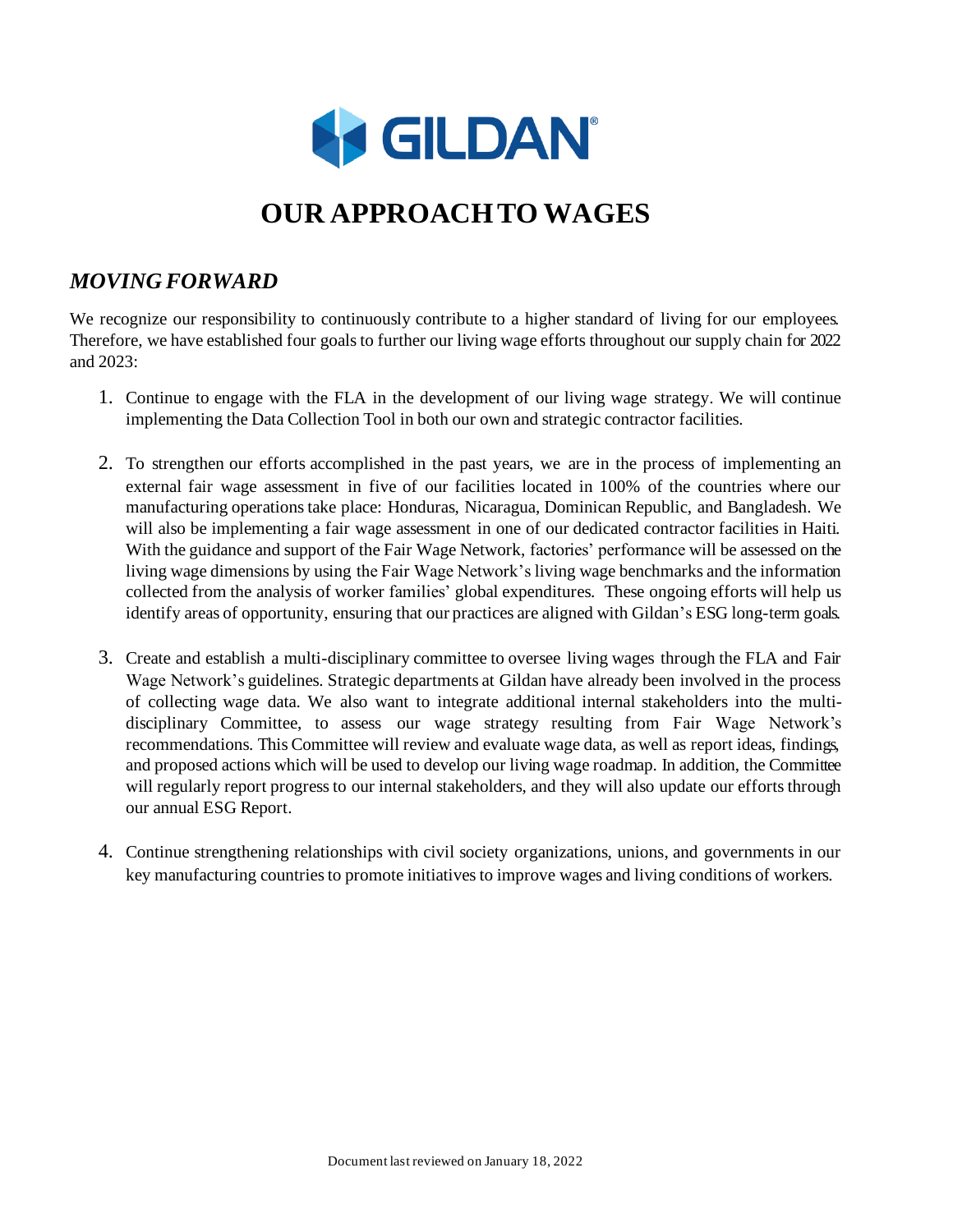# OUR APPROACH TO WAGES

## *MOVING FORWARD*

We recognize our responsibility to continuously contribute to a higher standard of living for our employees. Therefore, we have established four goals to further our living wage efforts throughout our supply chain for 2022 and 2023:

1. Continue to engage with the FLA in the development of our living wage strategy. We will continue implementing the Data Collection Tool in both our own and strategic contractor facilities.

2. To strengthen our efforts accomplished in the past years, we are in the process of implementing an external fair wage assessment in five of our facilities located in 100% of the countries where our manufacturing operations take place: Honduras, Nicaragua, Dominican Republic, and Bangladesh. We will also be implementing a fair wage assessment in one of our dedicated contractor facilities in Haiti. With the guidance and support of the Fair Wage Network, factories' performance will be assessed on the living wage dimensions by using the Fair Wage Network's living wage benchmarks and the information collected from the analysis of worker families' global expenditures. These ongoing efforts will help us identify areas of opportunity, ensuring that our practices are aligned with Gildan's ESG long-term goals.

3. Create and establish a multi-disciplinary committee to oversee living wages through the FLA and Fair Wage Network's guidelines. Strategic departments at Gildan have already been involved in the process of collecting wage data. We also want to integrate additional internal stakeholders into the multi-disciplinary Committee, to assess our wage strategy resulting from Fair Wage Network's recommendations. This Committee will review and evaluate wage data, as well as report ideas, findings, and proposed actions which will be used to develop our living wage roadmap. In addition, the Committee will regularly report progress to our internal stakeholders, and they will also update our efforts through our annual ESG Report.

4. Continue strengthening relationships with civil society organizations, unions, and governments in our key manufacturing countries to promote initiatives to improve wages and living conditions of workers.

Document last reviewed on January 18, 2022